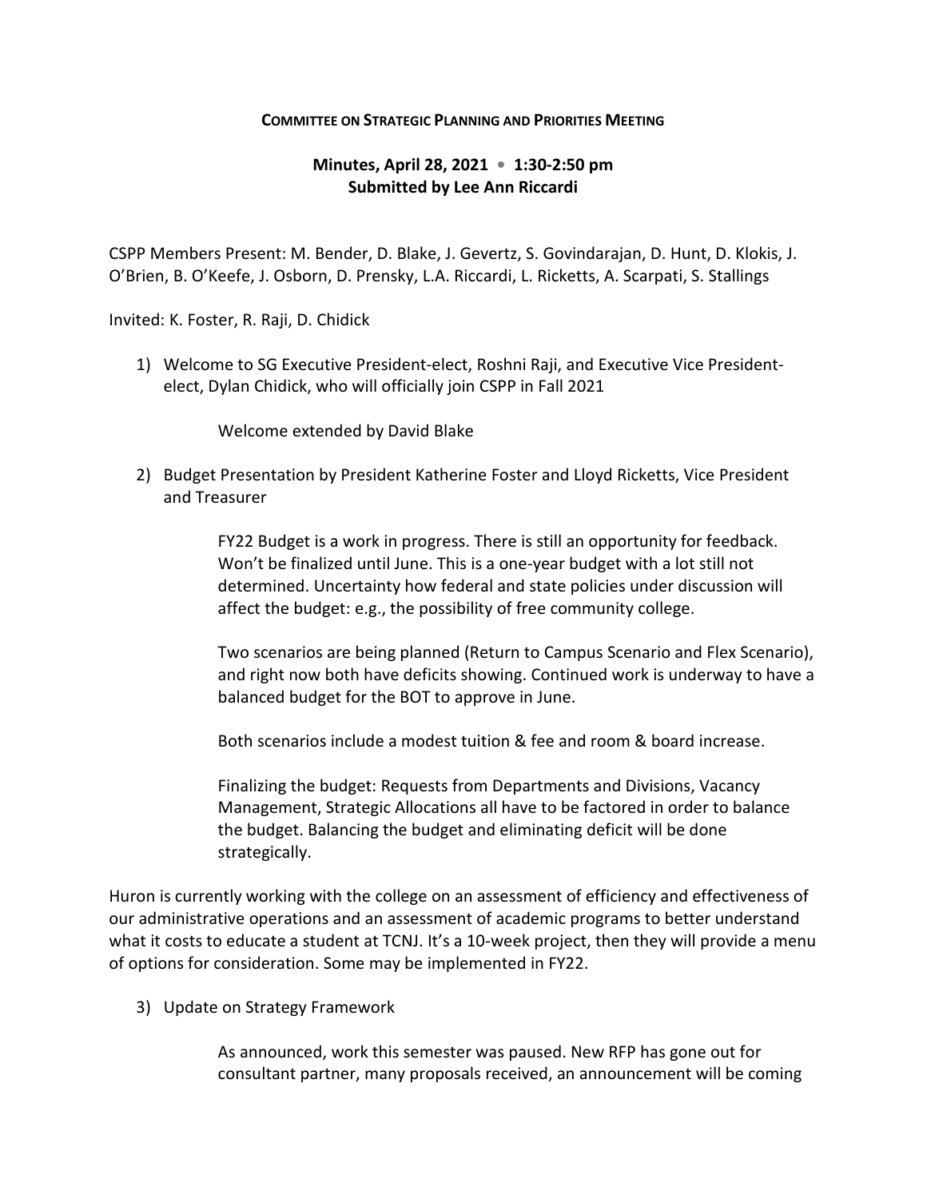**COMMITTEE ON STRATEGIC PLANNING AND PRIORITIES MEETING**

**Minutes, April 28, 2021 • 1:30-2:50 pm**
**Submitted by Lee Ann Riccardi**

CSPP Members Present: M. Bender, D. Blake, J. Gevertz, S. Govindarajan, D. Hunt, D. Klokis, J. O'Brien, B. O'Keefe, J. Osborn, D. Prensky, L.A. Riccardi, L. Ricketts, A. Scarpati, S. Stallings

Invited: K. Foster, R. Raji, D. Chidick

1) Welcome to SG Executive President-elect, Roshni Raji, and Executive Vice President-elect, Dylan Chidick, who will officially join CSPP in Fall 2021

   Welcome extended by David Blake

2) Budget Presentation by President Katherine Foster and Lloyd Ricketts, Vice President and Treasurer

   FY22 Budget is a work in progress. There is still an opportunity for feedback. Won't be finalized until June. This is a one-year budget with a lot still not determined. Uncertainty how federal and state policies under discussion will affect the budget: e.g., the possibility of free community college.

   Two scenarios are being planned (Return to Campus Scenario and Flex Scenario), and right now both have deficits showing. Continued work is underway to have a balanced budget for the BOT to approve in June.

   Both scenarios include a modest tuition & fee and room & board increase.

   Finalizing the budget: Requests from Departments and Divisions, Vacancy Management, Strategic Allocations all have to be factored in order to balance the budget. Balancing the budget and eliminating deficit will be done strategically.

Huron is currently working with the college on an assessment of efficiency and effectiveness of our administrative operations and an assessment of academic programs to better understand what it costs to educate a student at TCNJ. It's a 10-week project, then they will provide a menu of options for consideration. Some may be implemented in FY22.

3) Update on Strategy Framework

   As announced, work this semester was paused. New RFP has gone out for consultant partner, many proposals received, an announcement will be coming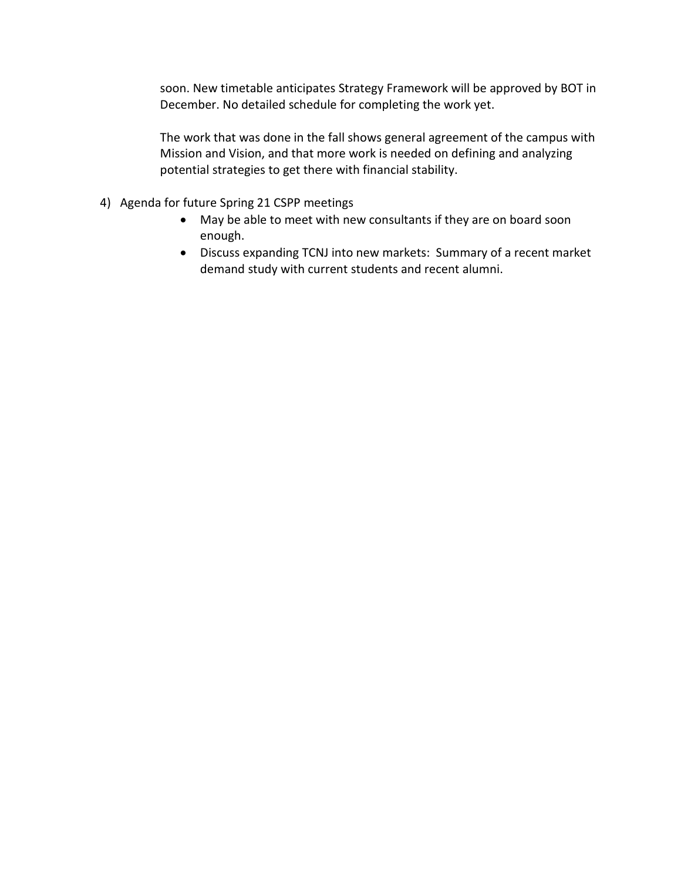soon. New timetable anticipates Strategy Framework will be approved by BOT in December. No detailed schedule for completing the work yet.

The work that was done in the fall shows general agreement of the campus with Mission and Vision, and that more work is needed on defining and analyzing potential strategies to get there with financial stability.

4) Agenda for future Spring 21 CSPP meetings
    - May be able to meet with new consultants if they are on board soon enough.
    - Discuss expanding TCNJ into new markets: Summary of a recent market demand study with current students and recent alumni.